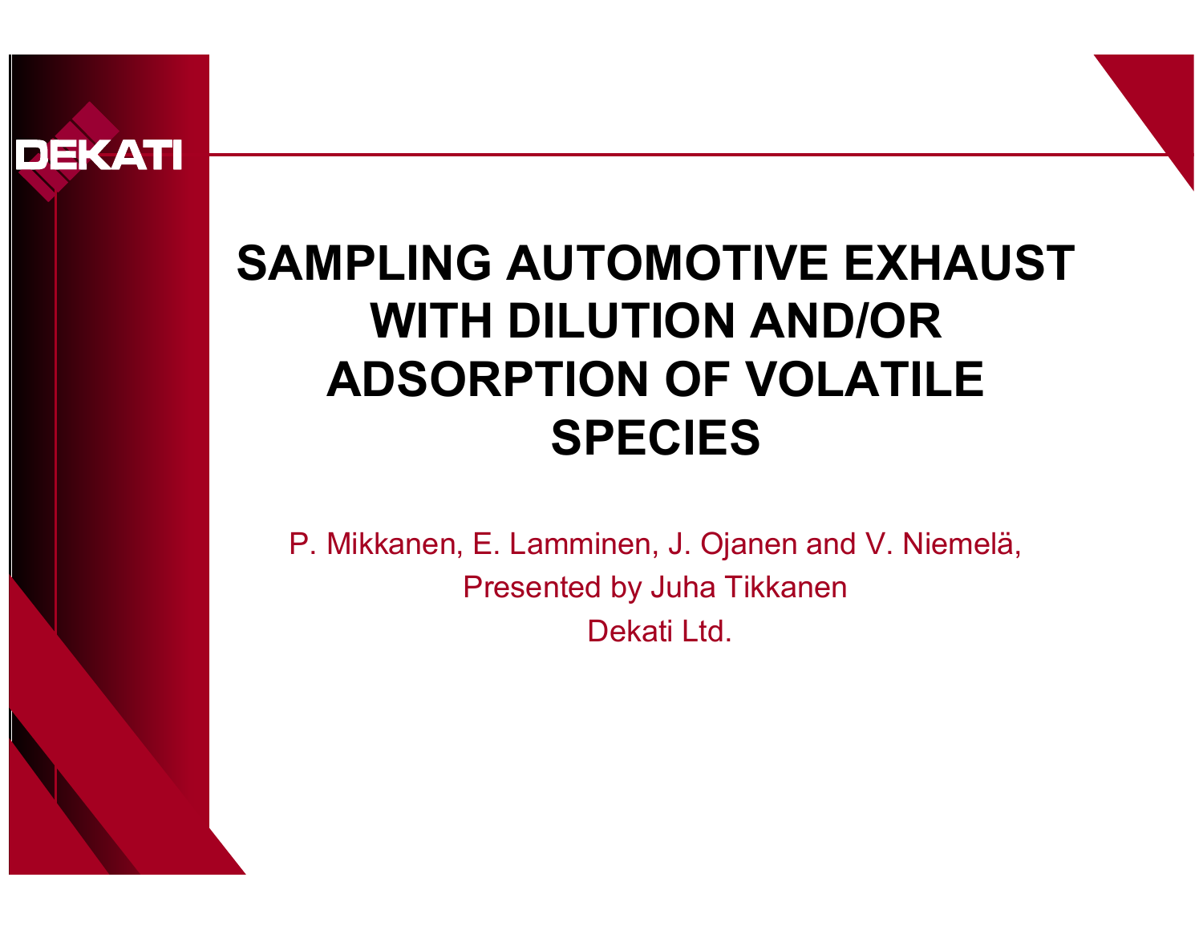DEKATI

# SAMPLING AUTOMOTIVE EXHAUST WITH DILUTION AND/OR ADSORPTION OF VOLATILE SPECIES

P. Mikkanen, E. Lamminen, J. Ojanen and V. Niemelä,

Presented by Juha Tikkanen

Dekati Ltd.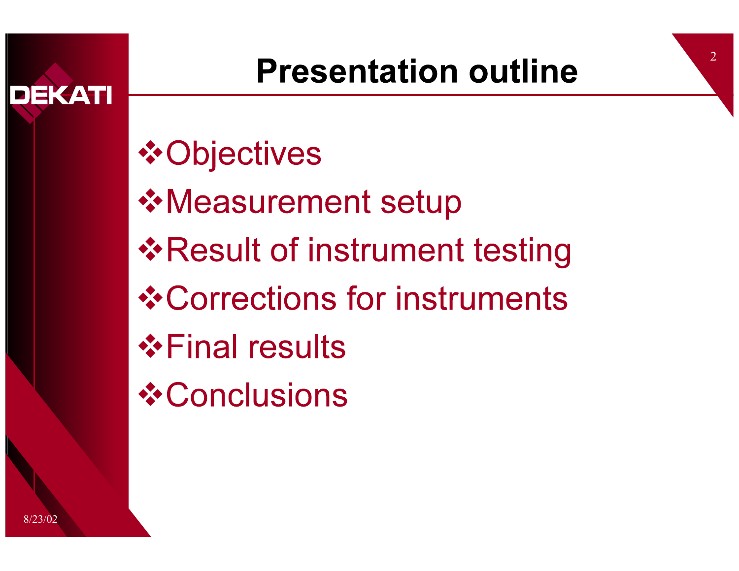# Presentation outline

- Objectives
- Measurement setup
- Result of instrument testing
- Corrections for instruments
- Final results
- Conclusions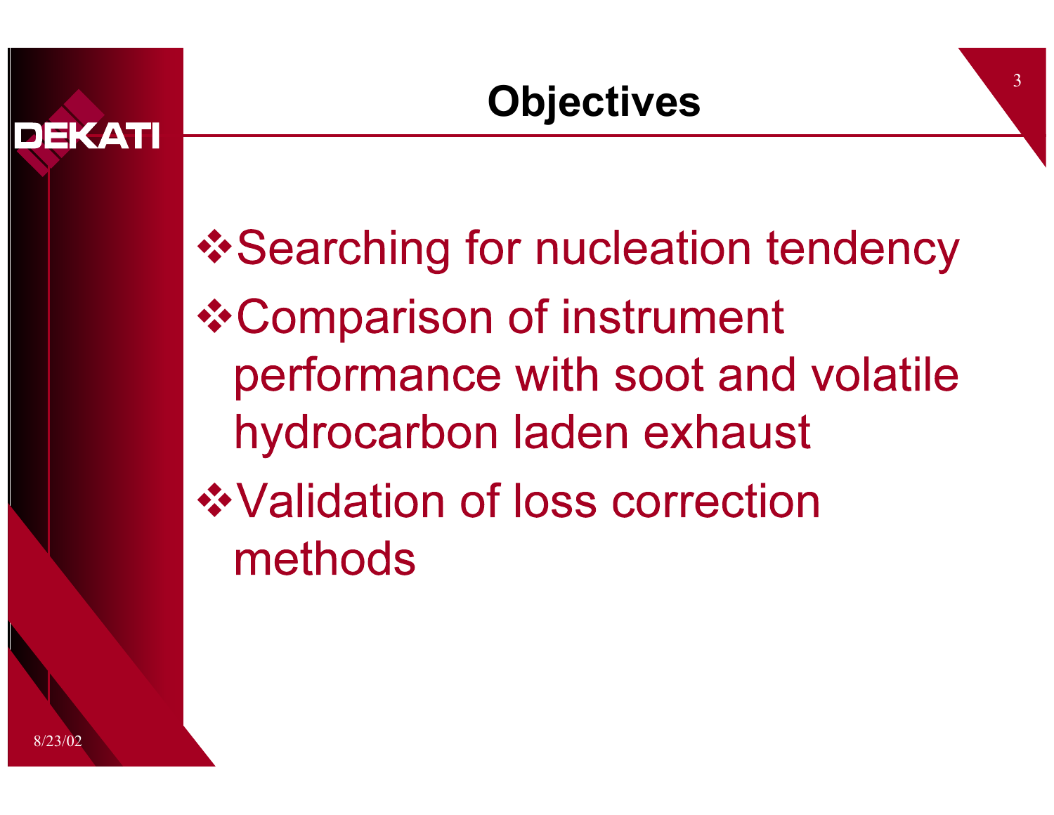# Objectives

- Searching for nucleation tendency
- Comparison of instrument performance with soot and volatile hydrocarbon laden exhaust
- Validation of loss correction methods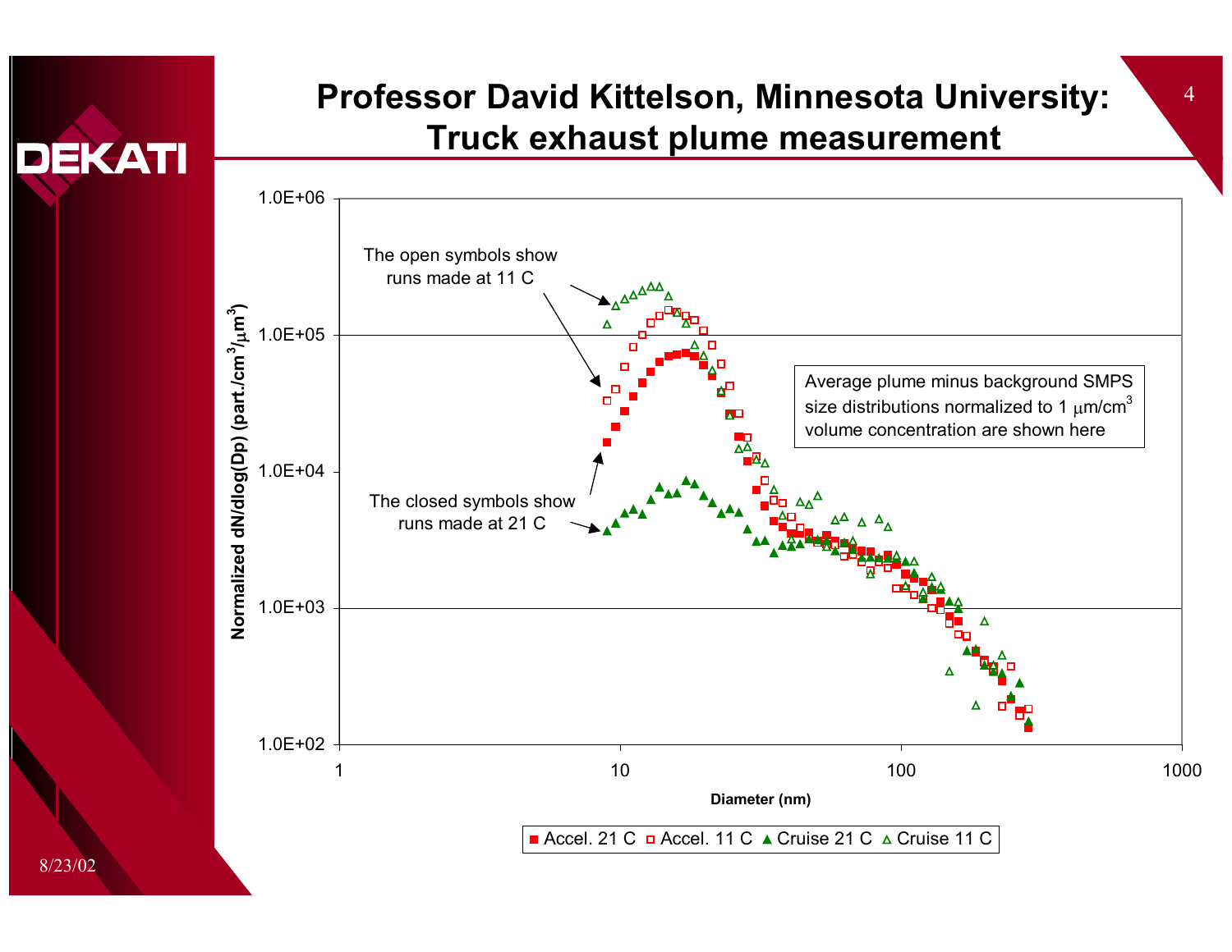# Professor David Kittelson, Minnesota University: Truck exhaust plume measurement

The open symbols show runs made at 11 C

The closed symbols show runs made at 21 C

Average plume minus background SMPS size distributions normalized to 1 $\mu m/cm^3$ volume concentration are shown here

Normalized dN/dlog(Dp) (part./cm$^3$/$\mu m^3$)

Diameter (nm)

■ Accel. 21 C □ Accel. 11 C ▲ Cruise 21 C △ Cruise 11 C

8/23/02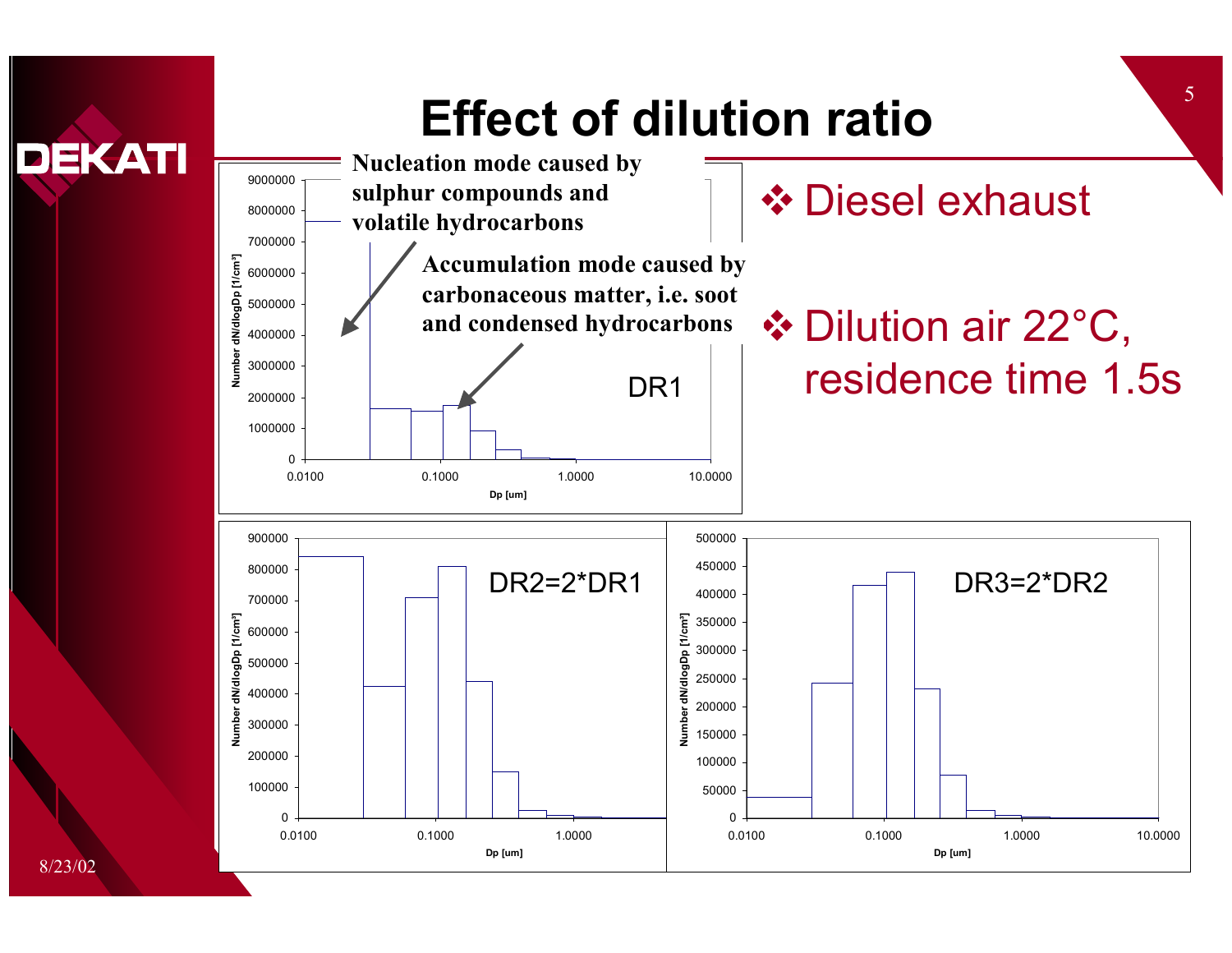# Effect of dilution ratio

- Diesel exhaust
- Dilution air 22°C, residence time 1.5s

Nucleation mode caused by sulphur compounds and volatile hydrocarbons

Accumulation mode caused by carbonaceous matter, i.e. soot and condensed hydrocarbons

DR1

DR2=2*DR1

DR3=2*DR2

Number dN/dlogDp [1/cm³]

Dp [um]

8/23/02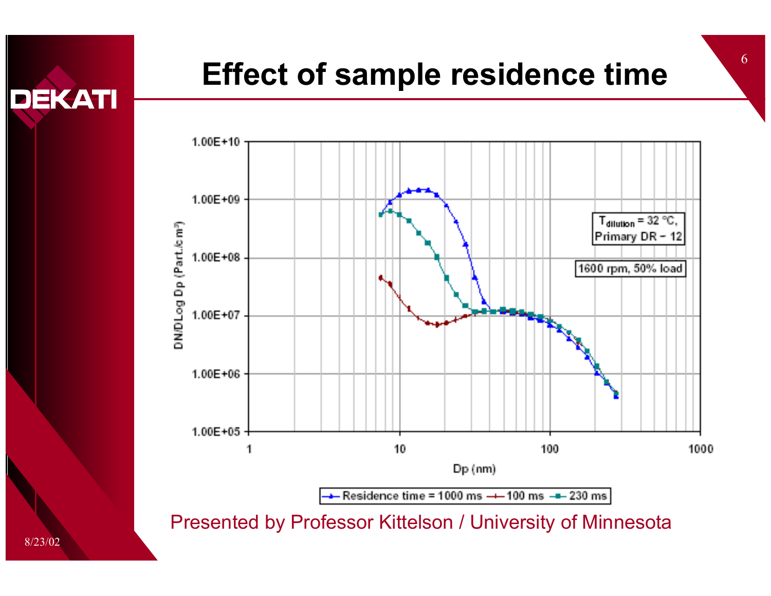# Effect of sample residence time

Presented by Professor Kittelson / University of Minnesota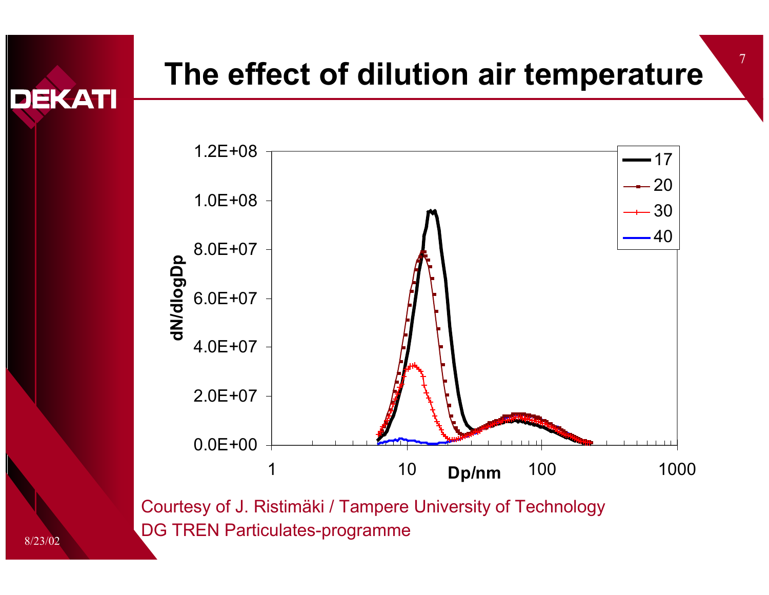# The effect of dilution air temperature

| | |
|---|---|
| y-axis | dN/dlogDp |
| x-axis | Dp/nm |
| Legend | 17, 20, 30, 40 |

Courtesy of J. Ristimäki / Tampere University of Technology
DG TREN Particulates-programme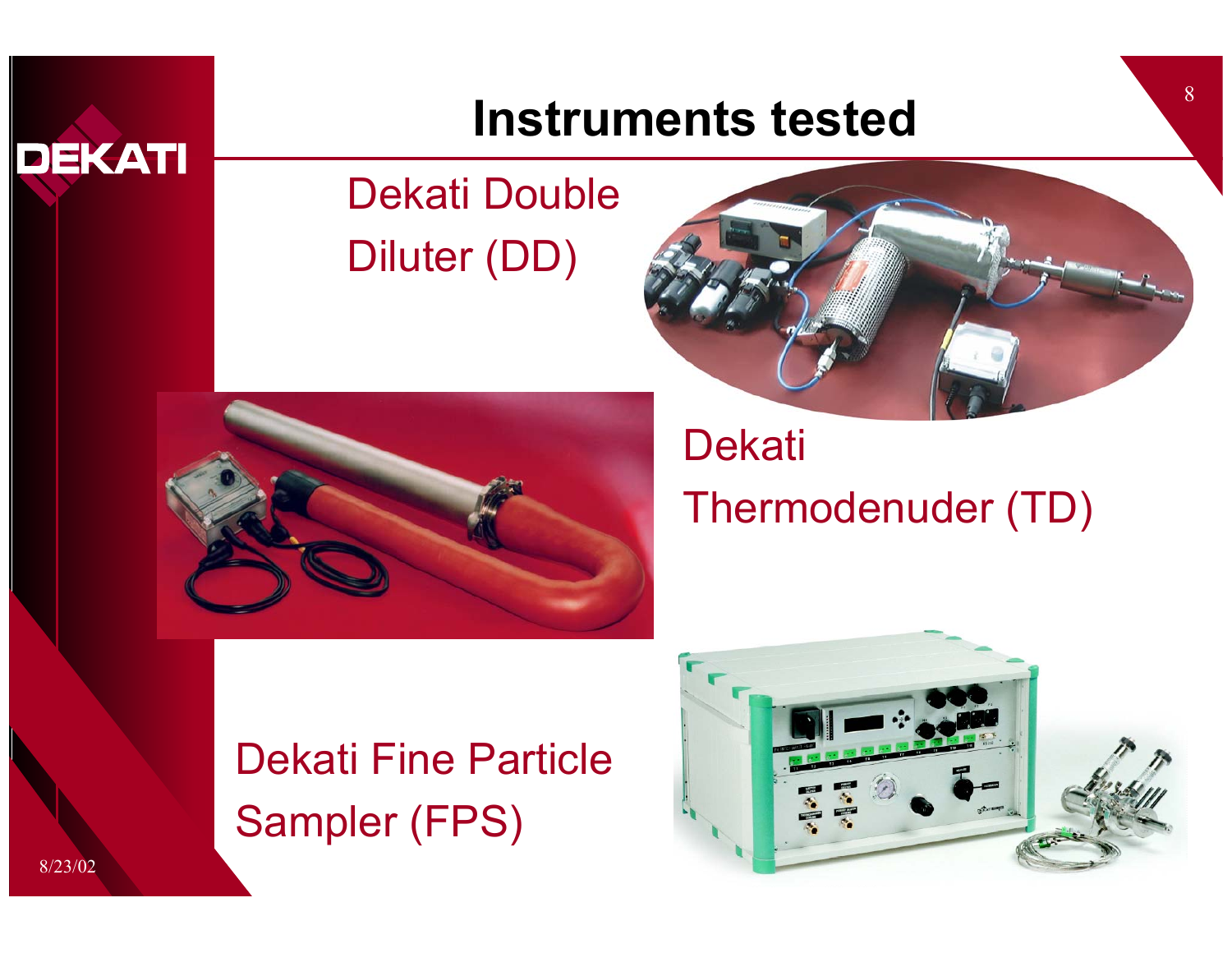# Instruments tested

Dekati Double Diluter (DD)

Dekati Thermodenuder (TD)

Dekati Fine Particle Sampler (FPS)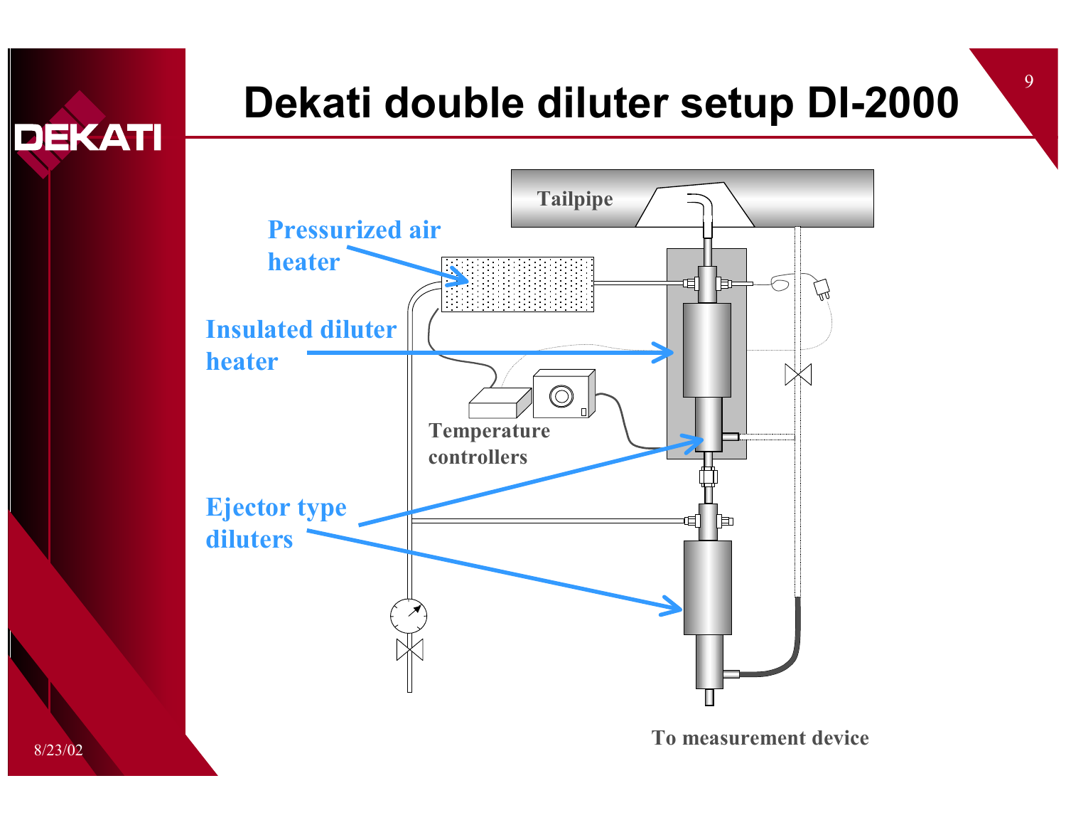# Dekati double diluter setup DI-2000

Tailpipe

Pressurized air heater

Insulated diluter heater

Temperature controllers

Ejector type diluters

To measurement device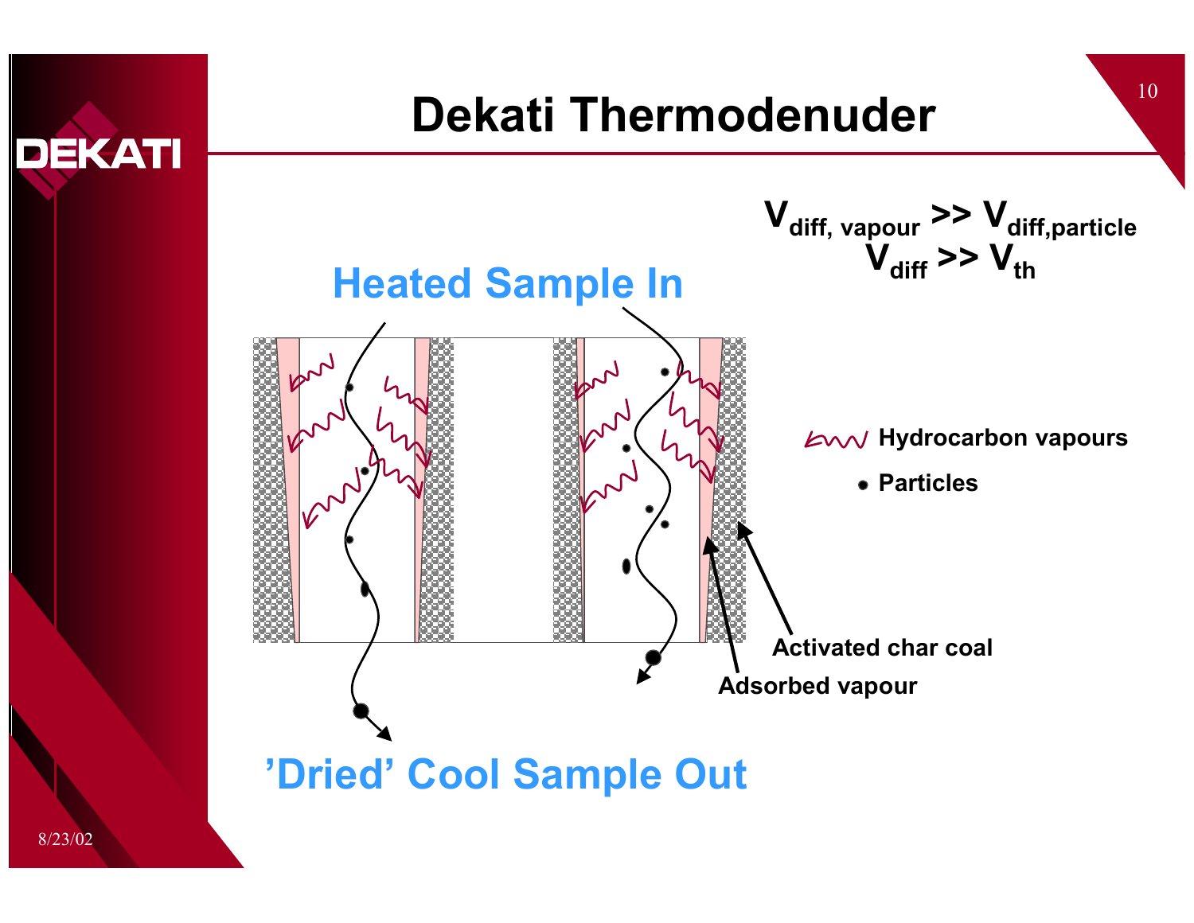# Dekati Thermodenuder

$$V_{diff,\ vapour} >> V_{diff,particle}$$
$$V_{diff} >> V_{th}$$

**Heated Sample In**

Hydrocarbon vapours

Particles

Activated char coal

Adsorbed vapour

**'Dried' Cool Sample Out**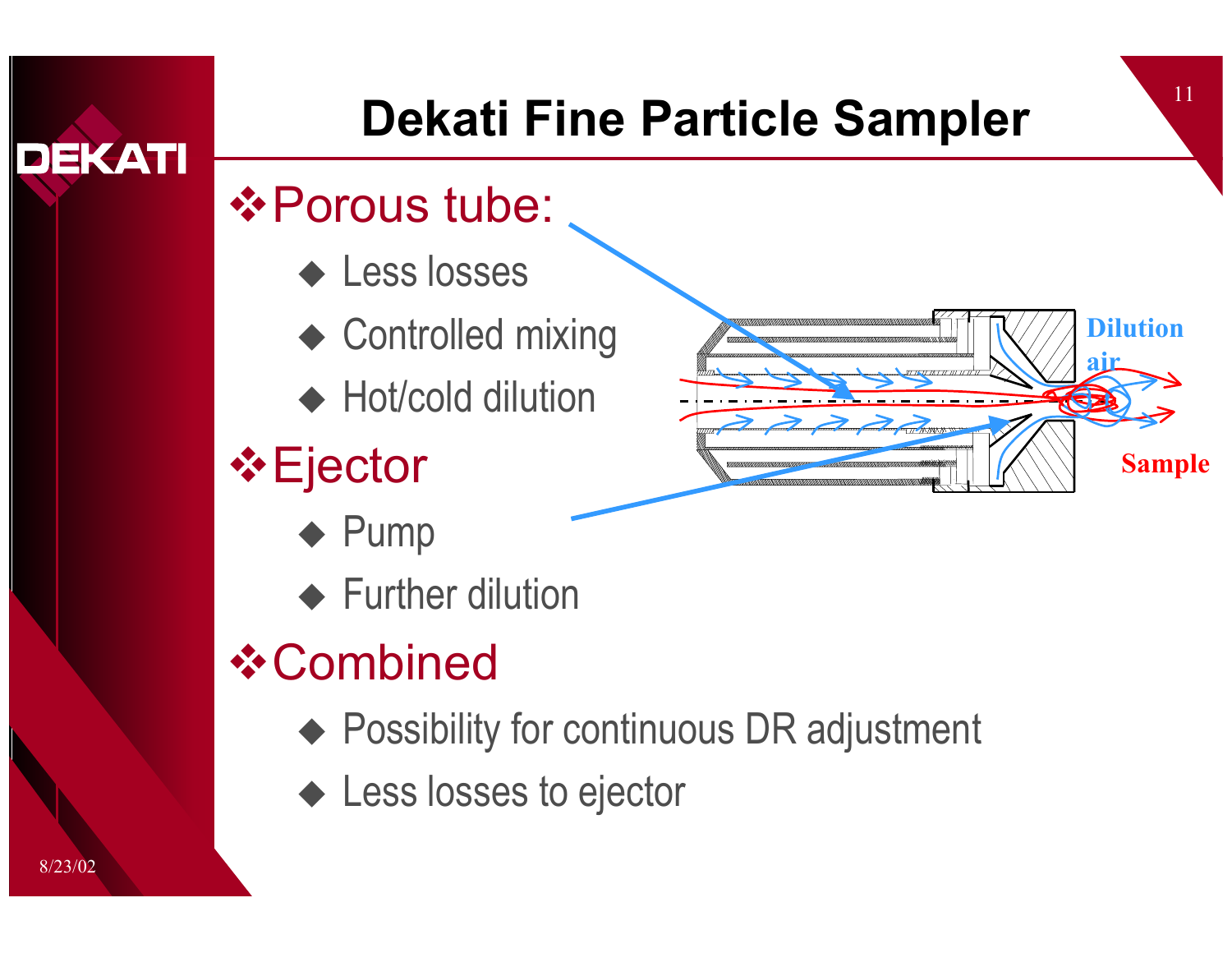# Dekati Fine Particle Sampler

- Porous tube:
  - Less losses
  - Controlled mixing
  - Hot/cold dilution
- Ejector
  - Pump
  - Further dilution
- Combined
  - Possibility for continuous DR adjustment
  - Less losses to ejector

Dilution air

Sample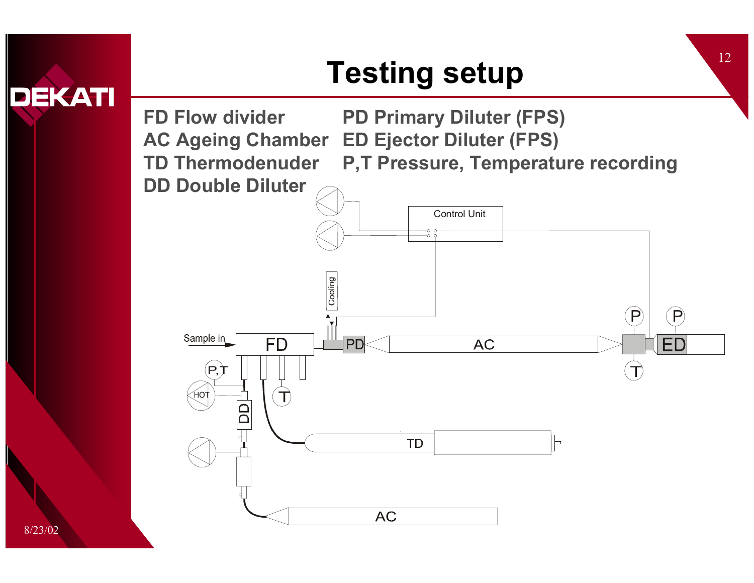# Testing setup

FD Flow divider
AC Ageing Chamber
TD Thermodenuder
DD Double Diluter

PD Primary Diluter (FPS)
ED Ejector Diluter (FPS)
P,T Pressure, Temperature recording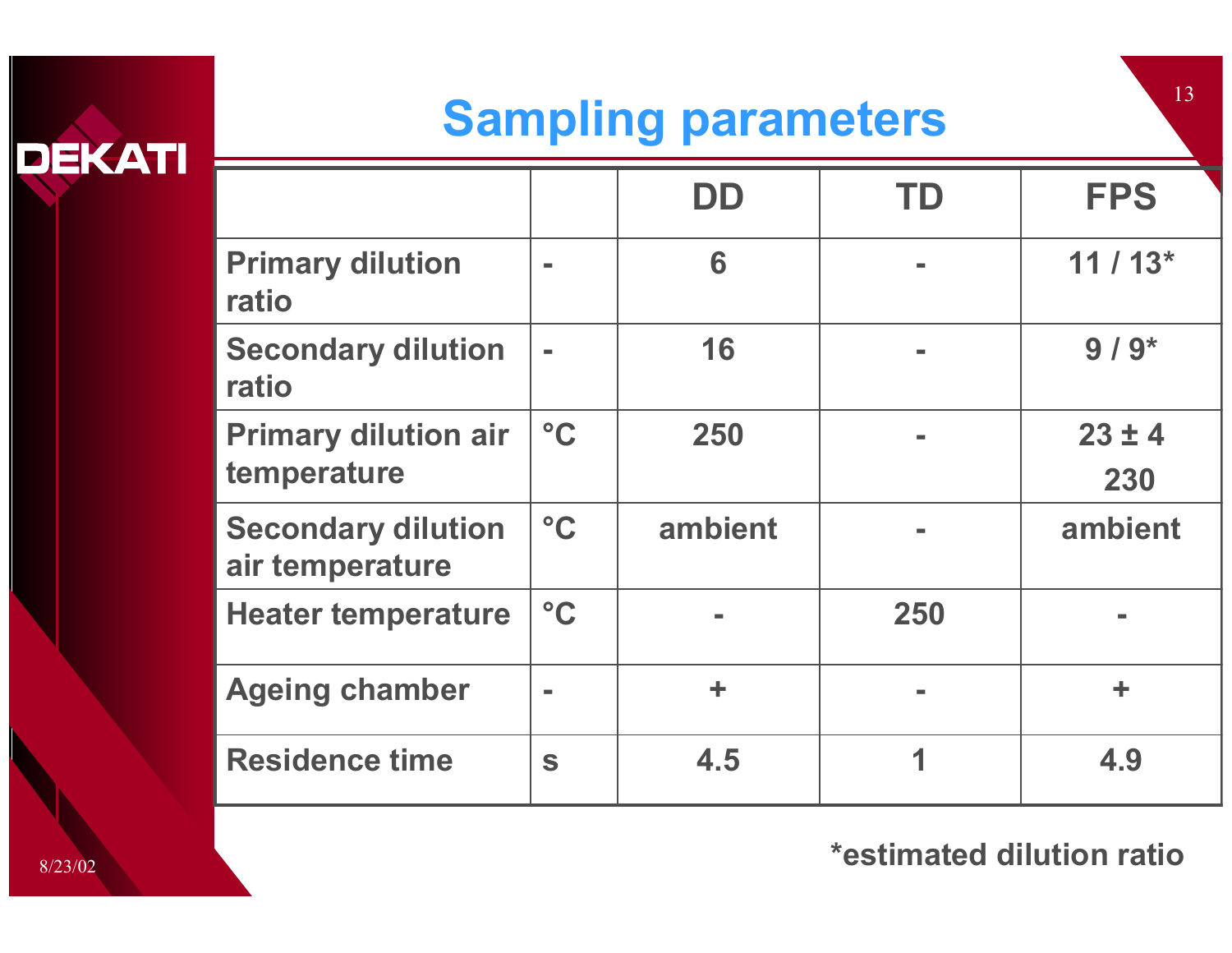# Sampling parameters

| | | DD | TD | FPS |
|---|---|---|---|---|
| Primary dilution ratio | - | 6 | - | 11 / 13* |
| Secondary dilution ratio | - | 16 | - | 9 / 9* |
| Primary dilution air temperature | °C | 250 | - | 23 ± 4<br>230 |
| Secondary dilution air temperature | °C | ambient | - | ambient |
| Heater temperature | °C | - | 250 | - |
| Ageing chamber | - | + | - | + |
| Residence time | s | 4.5 | 1 | 4.9 |

*estimated dilution ratio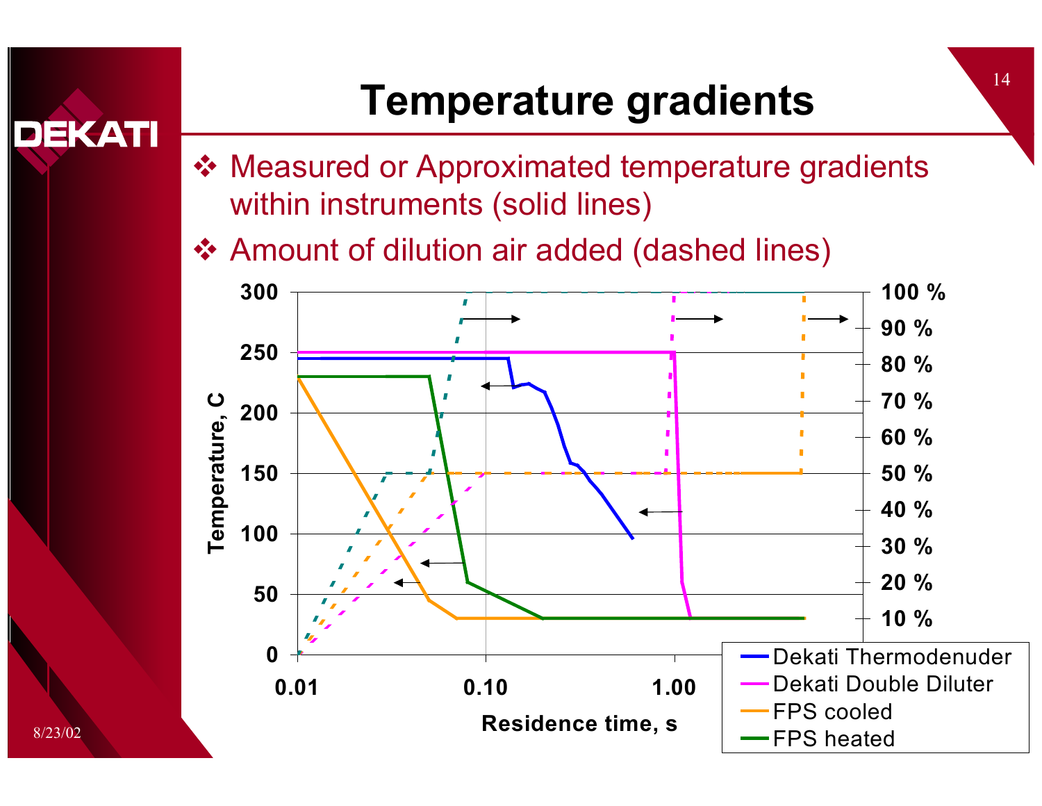# Temperature gradients

- Measured or Approximated temperature gradients within instruments (solid lines)
- Amount of dilution air added (dashed lines)

Temperature, C

300, 250, 200, 150, 100, 50, 0

100 %, 90 %, 80 %, 70 %, 60 %, 50 %, 40 %, 30 %, 20 %, 10 %

0.01, 0.10, 1.00

Residence time, s

- Dekati Thermodenuder
- Dekati Double Diluter
- FPS cooled
- FPS heated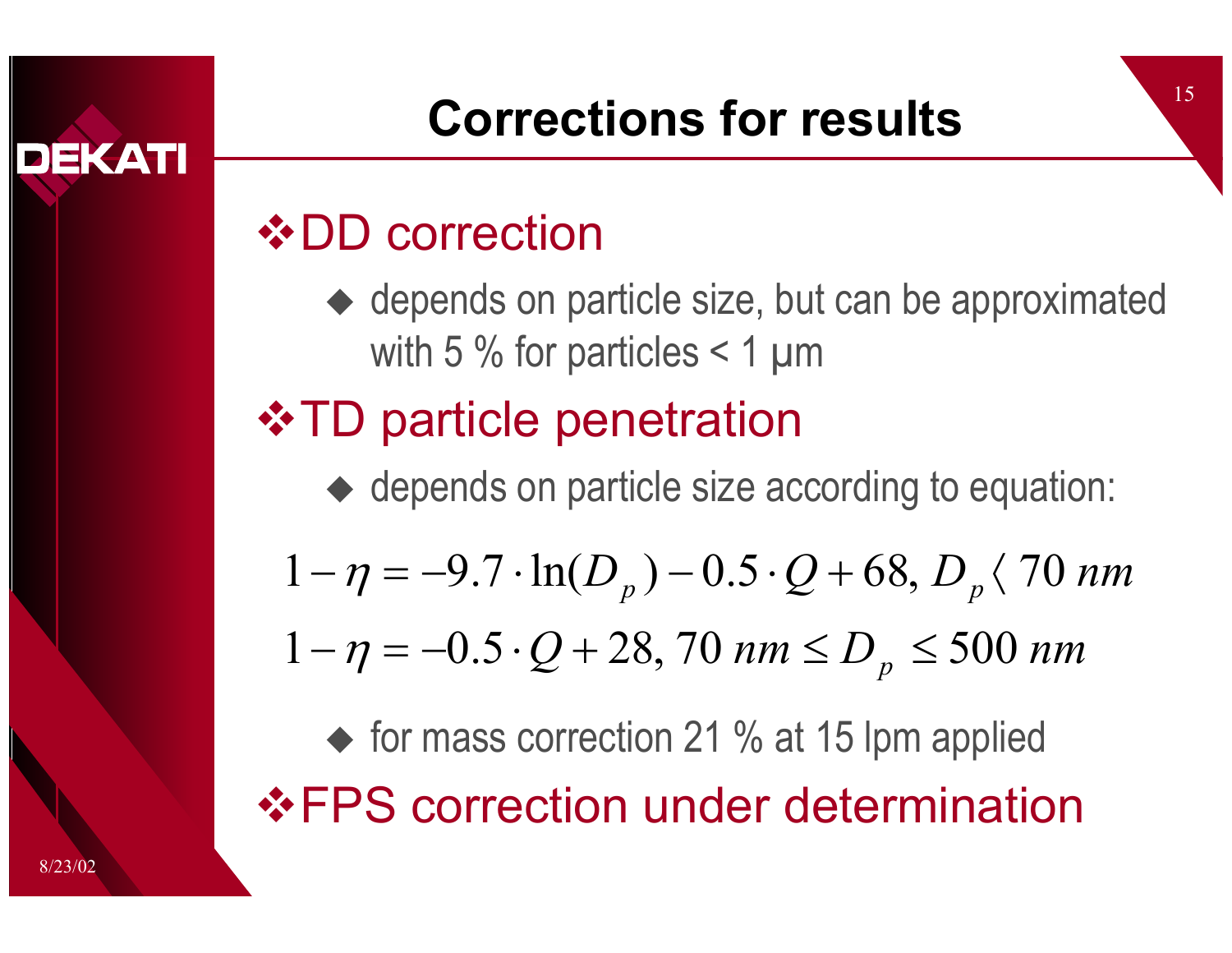# Corrections for results

- **DD correction**
  - depends on particle size, but can be approximated with 5 % for particles < 1 µm
- **TD particle penetration**
  - depends on particle size according to equation:

$$1-\eta = -9.7 \cdot \ln(D_p) - 0.5 \cdot Q + 68,\ D_p < 70\ nm$$

$$1-\eta = -0.5 \cdot Q + 28,\ 70\ nm \leq D_p \leq 500\ nm$$

  - for mass correction 21 % at 15 lpm applied
- **FPS correction under determination**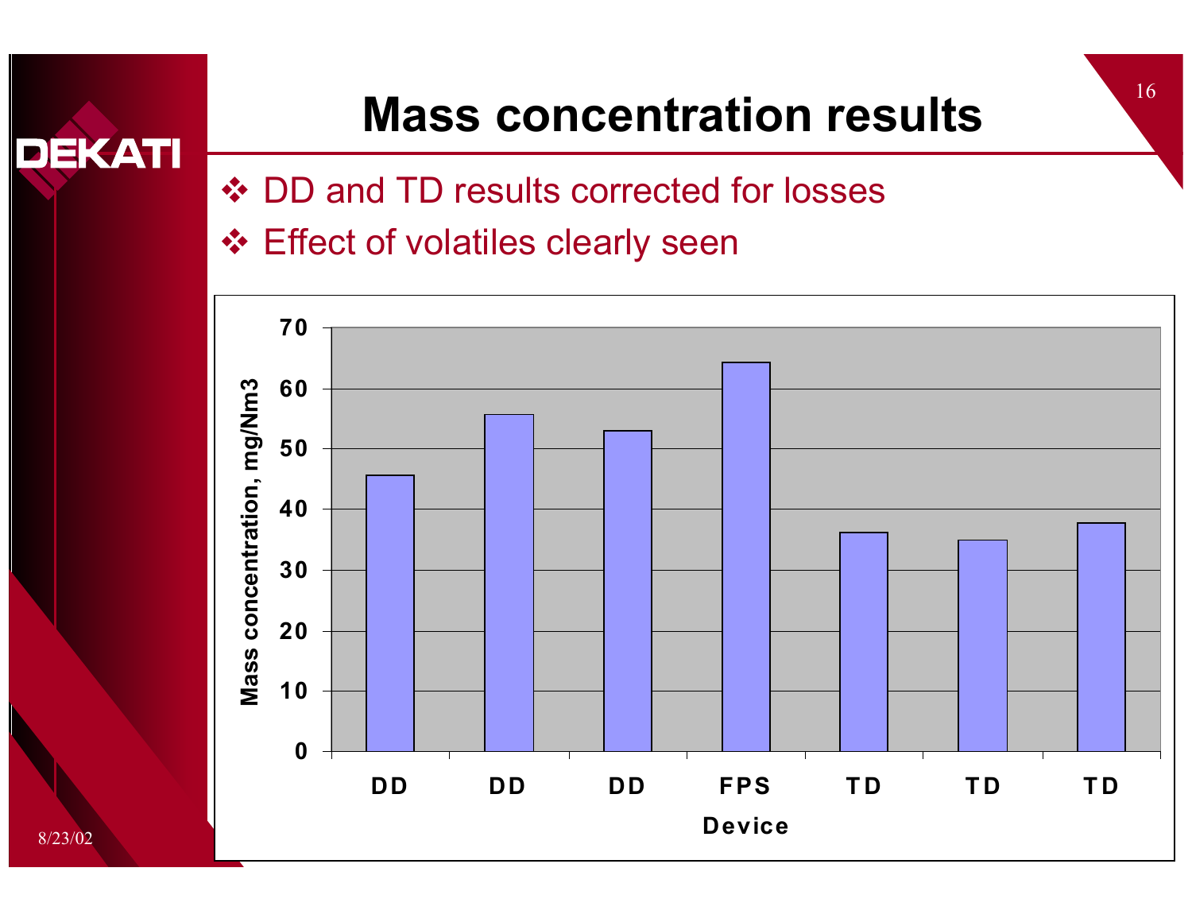# Mass concentration results

- DD and TD results corrected for losses
- Effect of volatiles clearly seen

| Device | Mass concentration, mg/Nm3 |
|---|---|
| DD | ~45.5 |
| DD | ~55.5 |
| DD | ~53 |
| FPS | ~64 |
| TD | ~36 |
| TD | ~35 |
| TD | ~37.5 |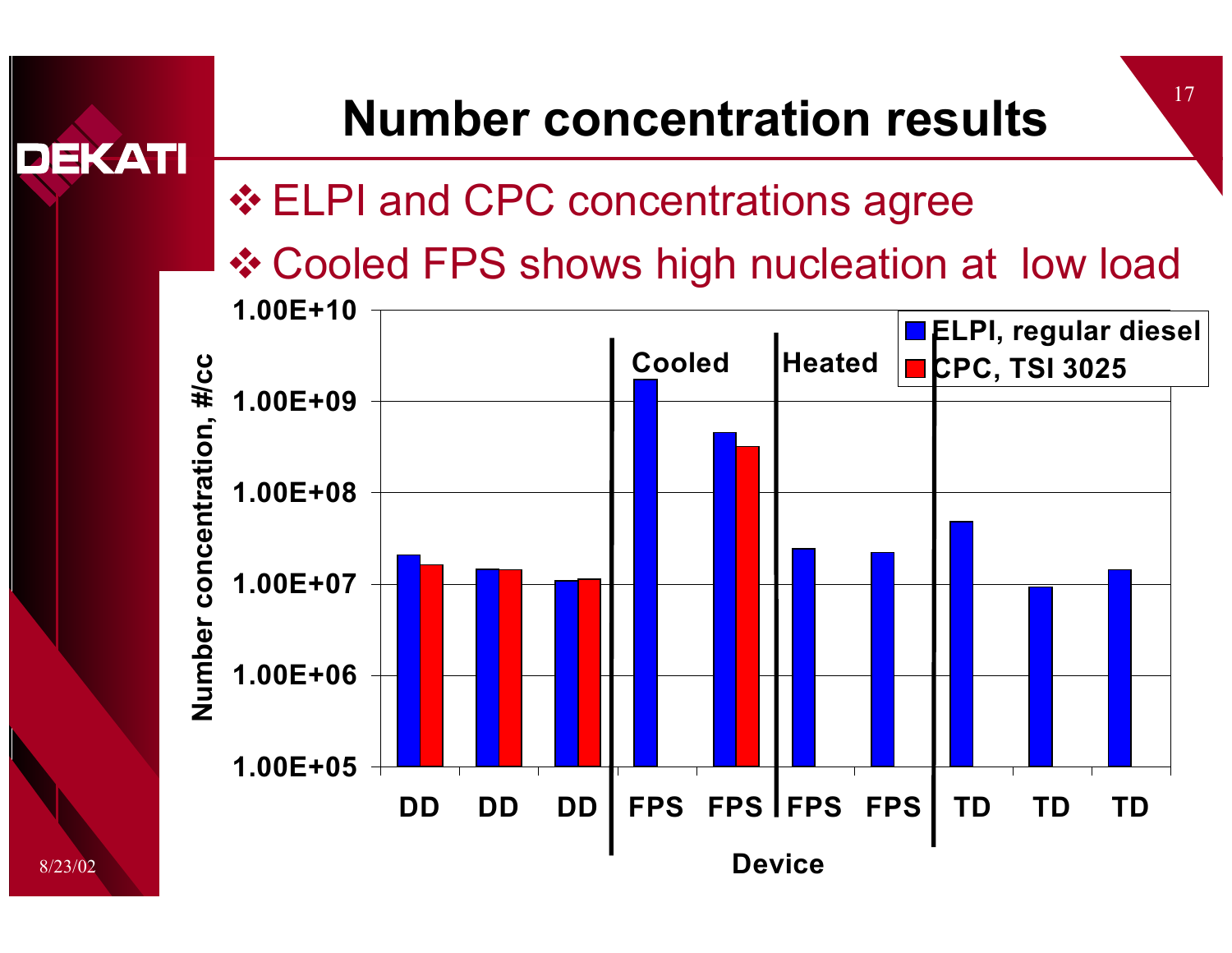# Number concentration results

- ELPI and CPC concentrations agree
- Cooled FPS shows high nucleation at low load

Number concentration, #/cc

1.00E+10
1.00E+09
1.00E+08
1.00E+07
1.00E+06
1.00E+05

Cooled | Heated

ELPI, regular diesel
CPC, TSI 3025

DD DD DD FPS FPS FPS FPS TD TD TD

Device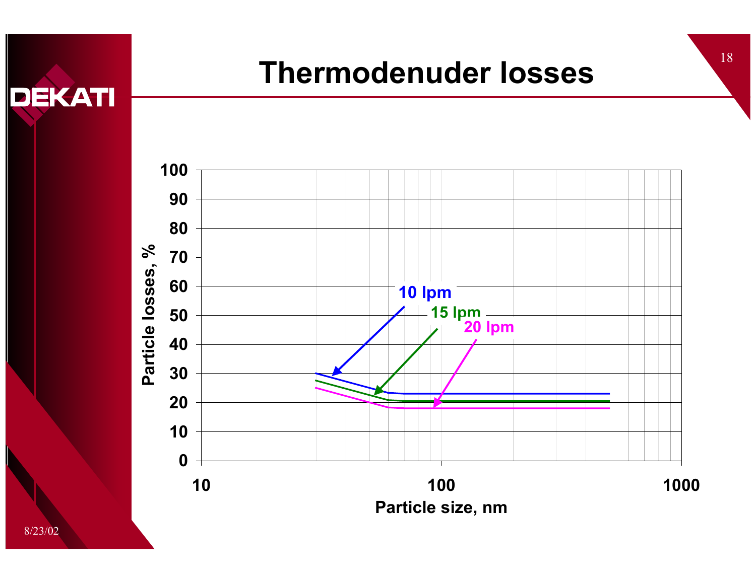# Thermodenuder losses

Particle losses, %

| | |
|---|---|
| 100 | |
| 90 | |
| 80 | |
| 70 | |
| 60 | |
| 50 | |
| 40 | |
| 30 | |
| 20 | |
| 10 | |
| 0 | |

10 lpm

15 lpm

20 lpm

10 100 1000

Particle size, nm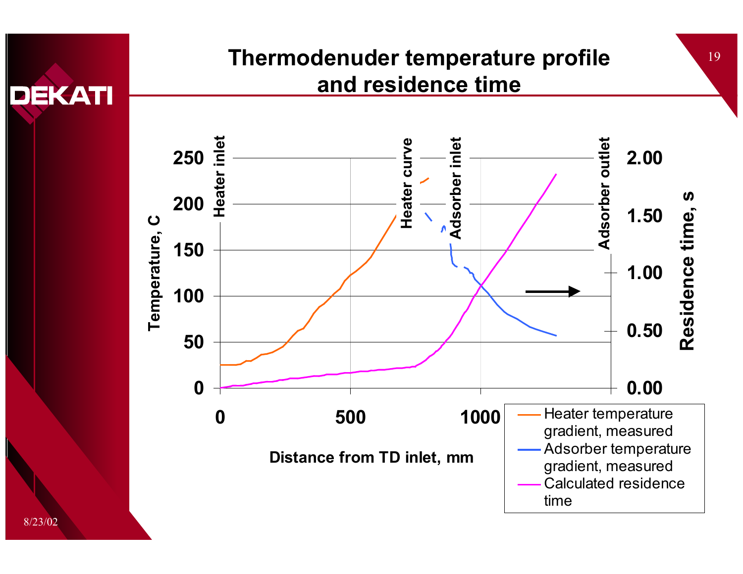# Thermodenuder temperature profile and residence time

Temperature, C | Residence time, s

Distance from TD inlet, mm

Heater inlet | Heater curve | Adsorber inlet | Adsorber outlet

- Heater temperature gradient, measured
- Adsorber temperature gradient, measured
- Calculated residence time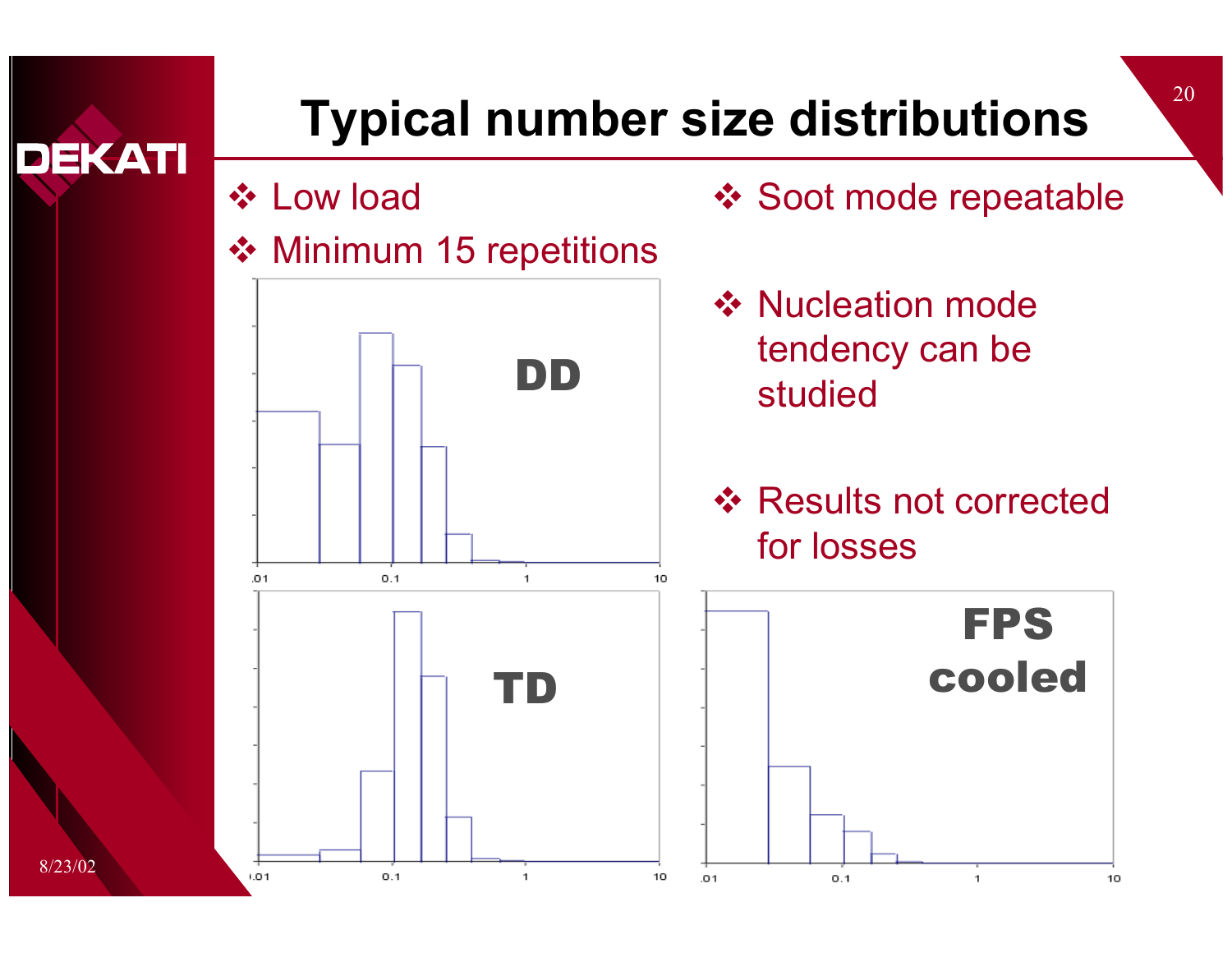# Typical number size distributions

- Low load
- Minimum 15 repetitions
- Soot mode repeatable
- Nucleation mode tendency can be studied
- Results not corrected for losses

DD

TD

FPS cooled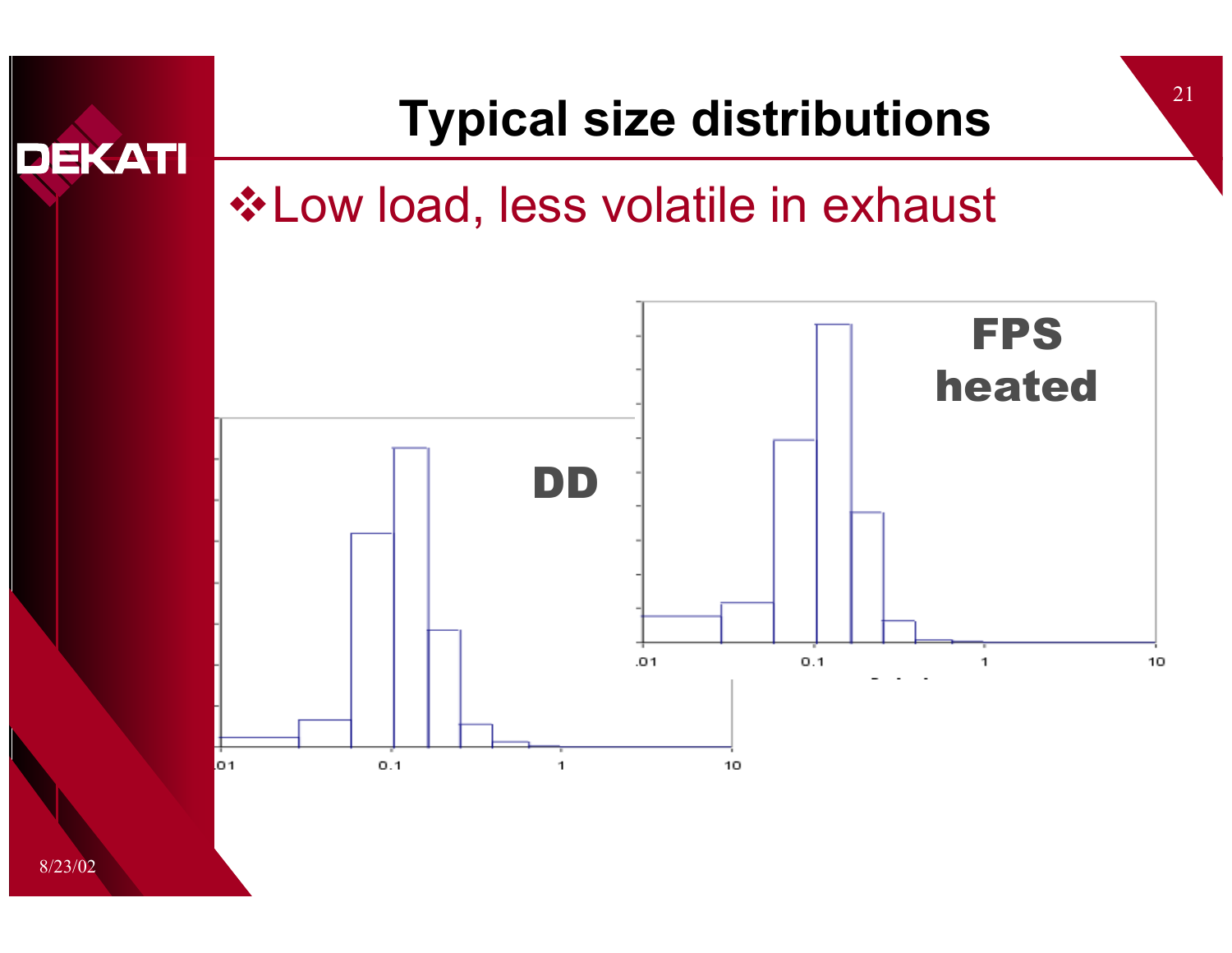# Typical size distributions

- Low load, less volatile in exhaust

DD

.01 0.1 1 10

FPS heated

.01 0.1 1 10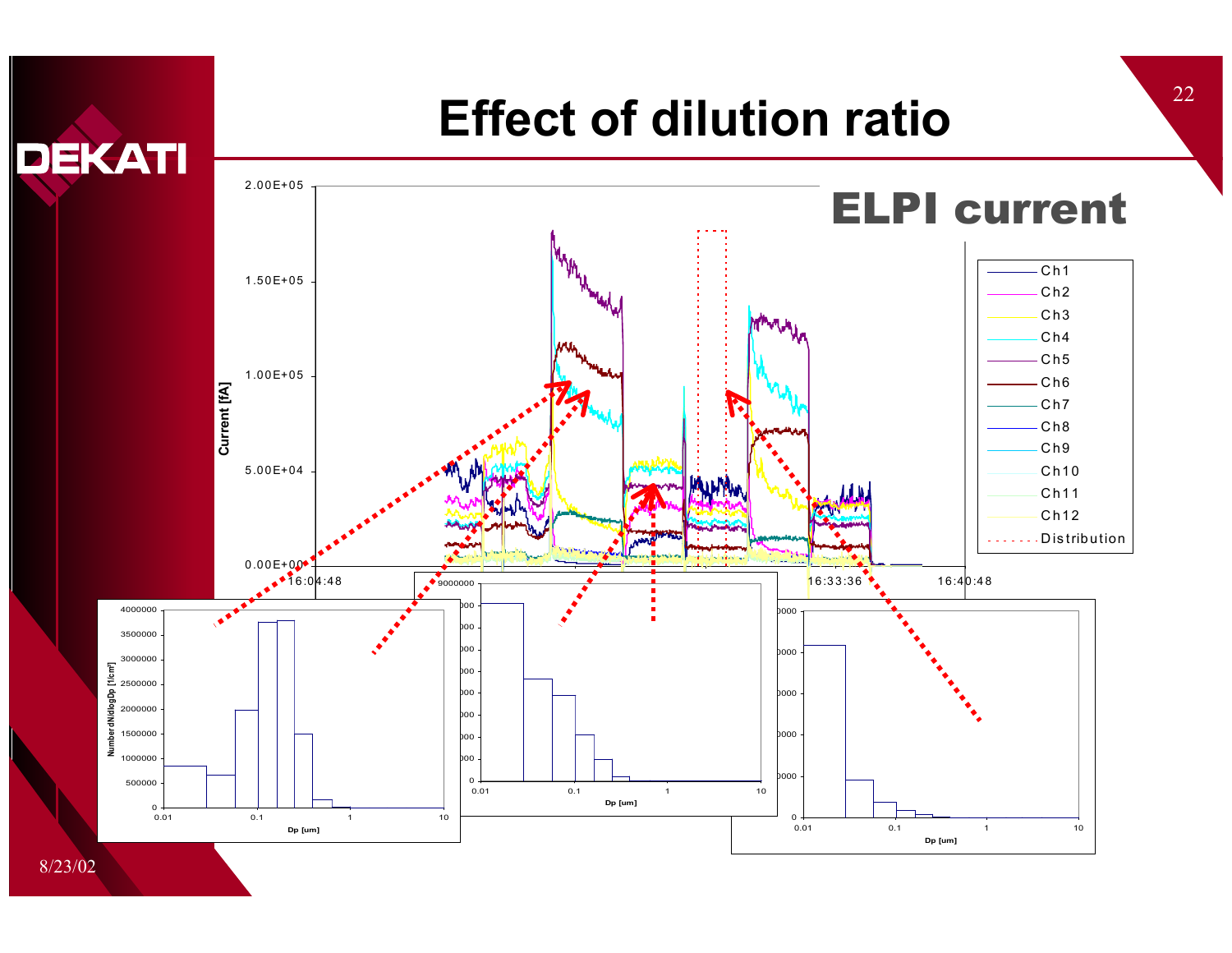# Effect of dilution ratio

## ELPI current

8/23/02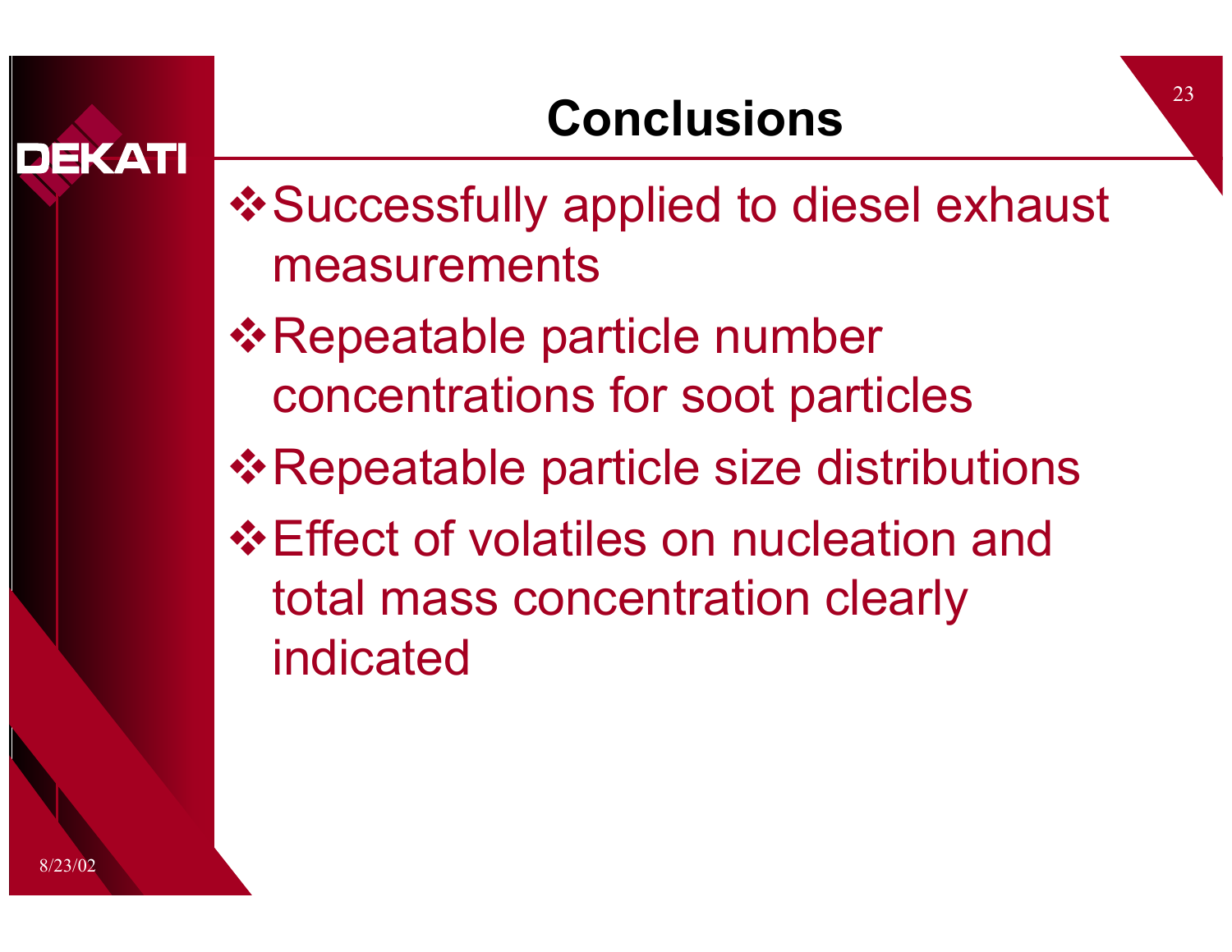# Conclusions

- Successfully applied to diesel exhaust measurements
- Repeatable particle number concentrations for soot particles
- Repeatable particle size distributions
- Effect of volatiles on nucleation and total mass concentration clearly indicated